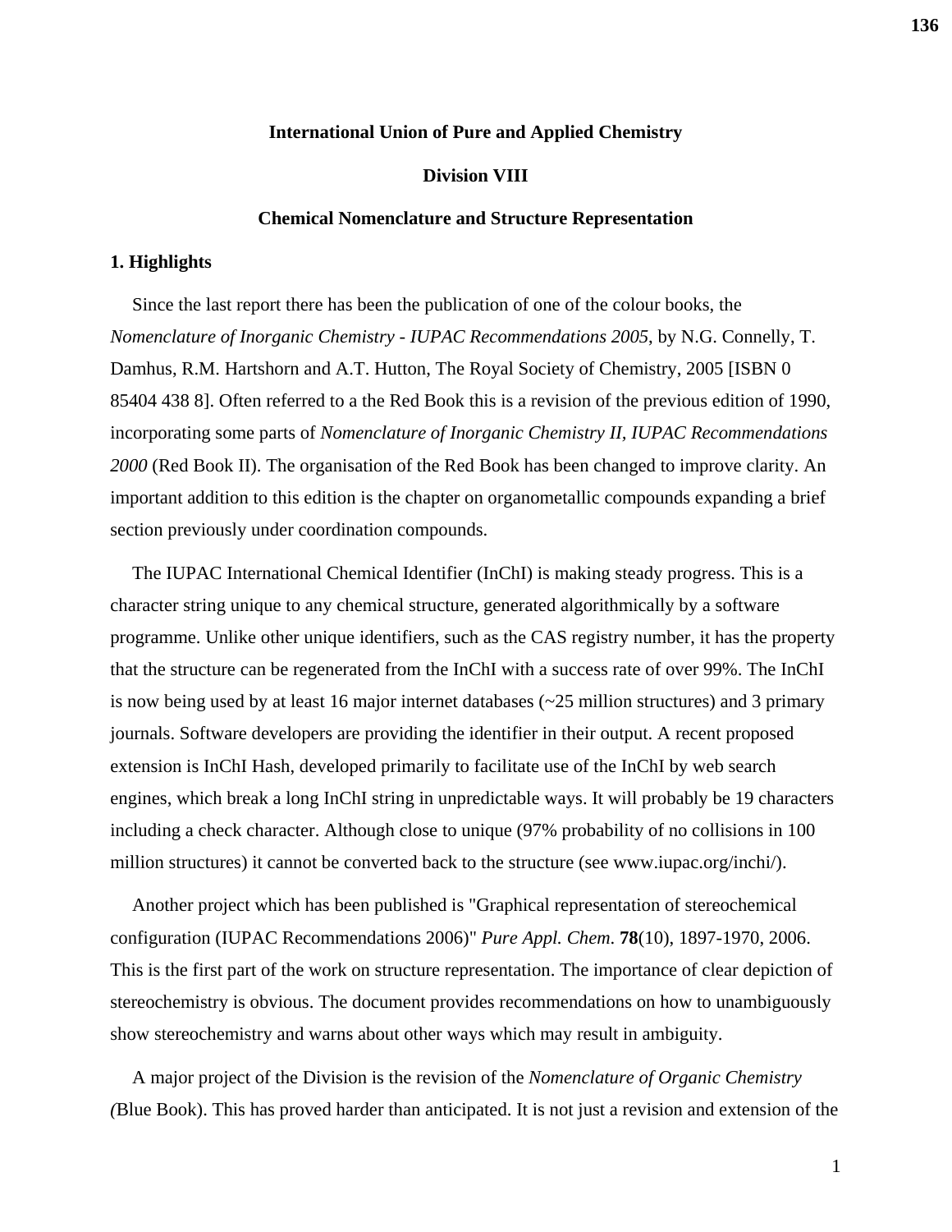# International Union of Pure and Applied Chemistry

## Division VIII

## Chemical Nomenclature and Structure Representation

### 1. Highlights

Since the last report there has been the publication of one of the colour books, the *Nomenclature of Inorganic Chemistry - IUPAC Recommendations 2005*, by N.G. Connelly, T. Damhus, R.M. Hartshorn and A.T. Hutton, The Royal Society of Chemistry, 2005 [ISBN 0 85404 438 8]. Often referred to a the Red Book this is a revision of the previous edition of 1990, incorporating some parts of *Nomenclature of Inorganic Chemistry II, IUPAC Recommendations 2000* (Red Book II). The organisation of the Red Book has been changed to improve clarity. An important addition to this edition is the chapter on organometallic compounds expanding a brief section previously under coordination compounds.

The IUPAC International Chemical Identifier (InChI) is making steady progress. This is a character string unique to any chemical structure, generated algorithmically by a software programme. Unlike other unique identifiers, such as the CAS registry number, it has the property that the structure can be regenerated from the InChI with a success rate of over 99%. The InChI is now being used by at least 16 major internet databases (~25 million structures) and 3 primary journals. Software developers are providing the identifier in their output. A recent proposed extension is InChI Hash, developed primarily to facilitate use of the InChI by web search engines, which break a long InChI string in unpredictable ways. It will probably be 19 characters including a check character. Although close to unique (97% probability of no collisions in 100 million structures) it cannot be converted back to the structure (see www.iupac.org/inchi/).

Another project which has been published is "Graphical representation of stereochemical configuration (IUPAC Recommendations 2006)" *Pure Appl. Chem.* **78**(10), 1897-1970, 2006. This is the first part of the work on structure representation. The importance of clear depiction of stereochemistry is obvious. The document provides recommendations on how to unambiguously show stereochemistry and warns about other ways which may result in ambiguity.

A major project of the Division is the revision of the *Nomenclature of Organic Chemistry (*Blue Book). This has proved harder than anticipated. It is not just a revision and extension of the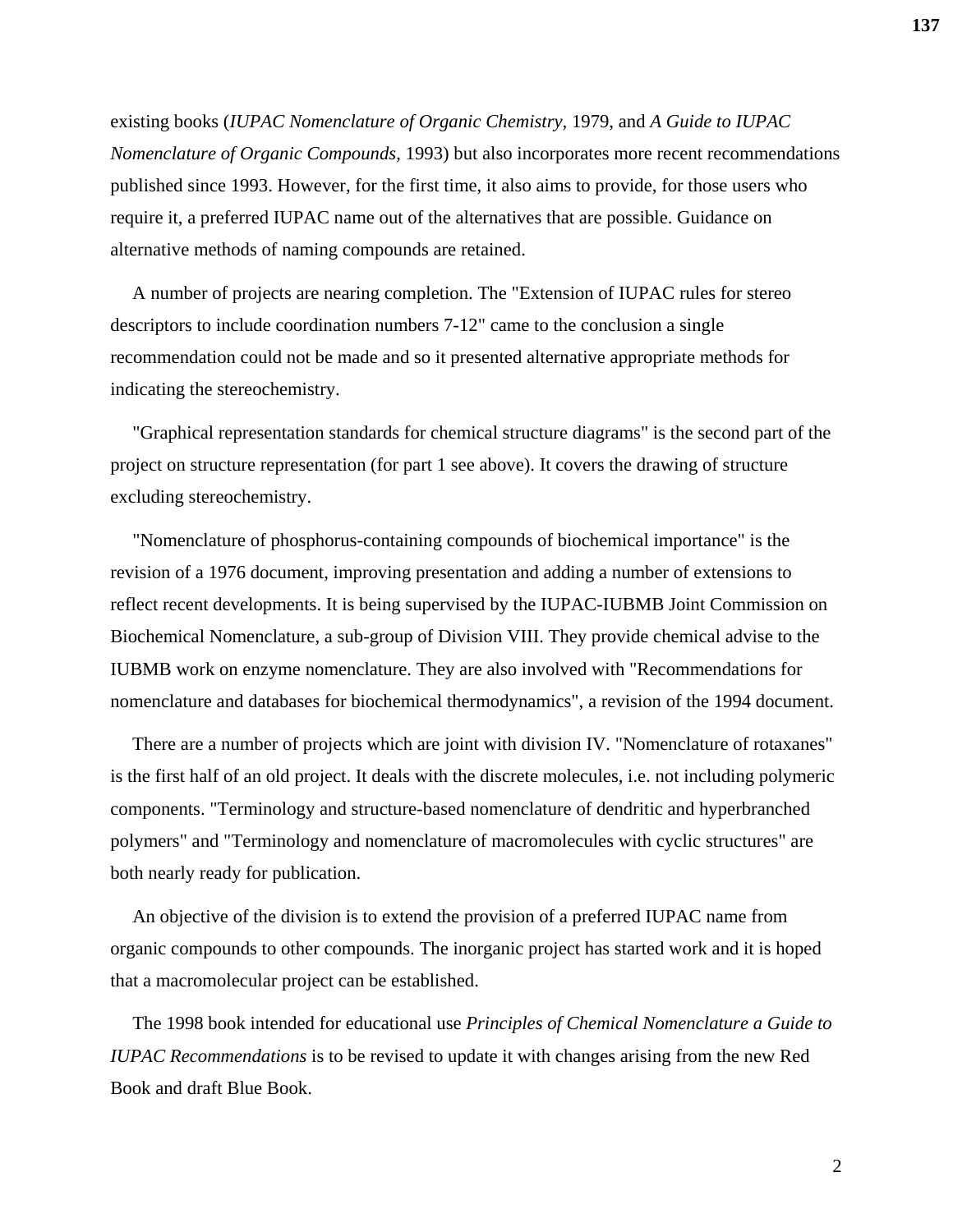existing books (*IUPAC Nomenclature of Organic Chemistry*, 1979, and *A Guide to IUPAC Nomenclature of Organic Compounds*, 1993) but also incorporates more recent recommendations published since 1993. However, for the first time, it also aims to provide, for those users who require it, a preferred IUPAC name out of the alternatives that are possible. Guidance on alternative methods of naming compounds are retained.

A number of projects are nearing completion. The "Extension of IUPAC rules for stereo descriptors to include coordination numbers 7-12" came to the conclusion a single recommendation could not be made and so it presented alternative appropriate methods for indicating the stereochemistry.

"Graphical representation standards for chemical structure diagrams" is the second part of the project on structure representation (for part 1 see above). It covers the drawing of structure excluding stereochemistry.

"Nomenclature of phosphorus-containing compounds of biochemical importance" is the revision of a 1976 document, improving presentation and adding a number of extensions to reflect recent developments. It is being supervised by the IUPAC-IUBMB Joint Commission on Biochemical Nomenclature, a sub-group of Division VIII. They provide chemical advise to the IUBMB work on enzyme nomenclature. They are also involved with "Recommendations for nomenclature and databases for biochemical thermodynamics", a revision of the 1994 document.

There are a number of projects which are joint with division IV. "Nomenclature of rotaxanes" is the first half of an old project. It deals with the discrete molecules, i.e. not including polymeric components. "Terminology and structure-based nomenclature of dendritic and hyperbranched polymers" and "Terminology and nomenclature of macromolecules with cyclic structures" are both nearly ready for publication.

An objective of the division is to extend the provision of a preferred IUPAC name from organic compounds to other compounds. The inorganic project has started work and it is hoped that a macromolecular project can be established.

The 1998 book intended for educational use *Principles of Chemical Nomenclature a Guide to IUPAC Recommendations* is to be revised to update it with changes arising from the new Red Book and draft Blue Book.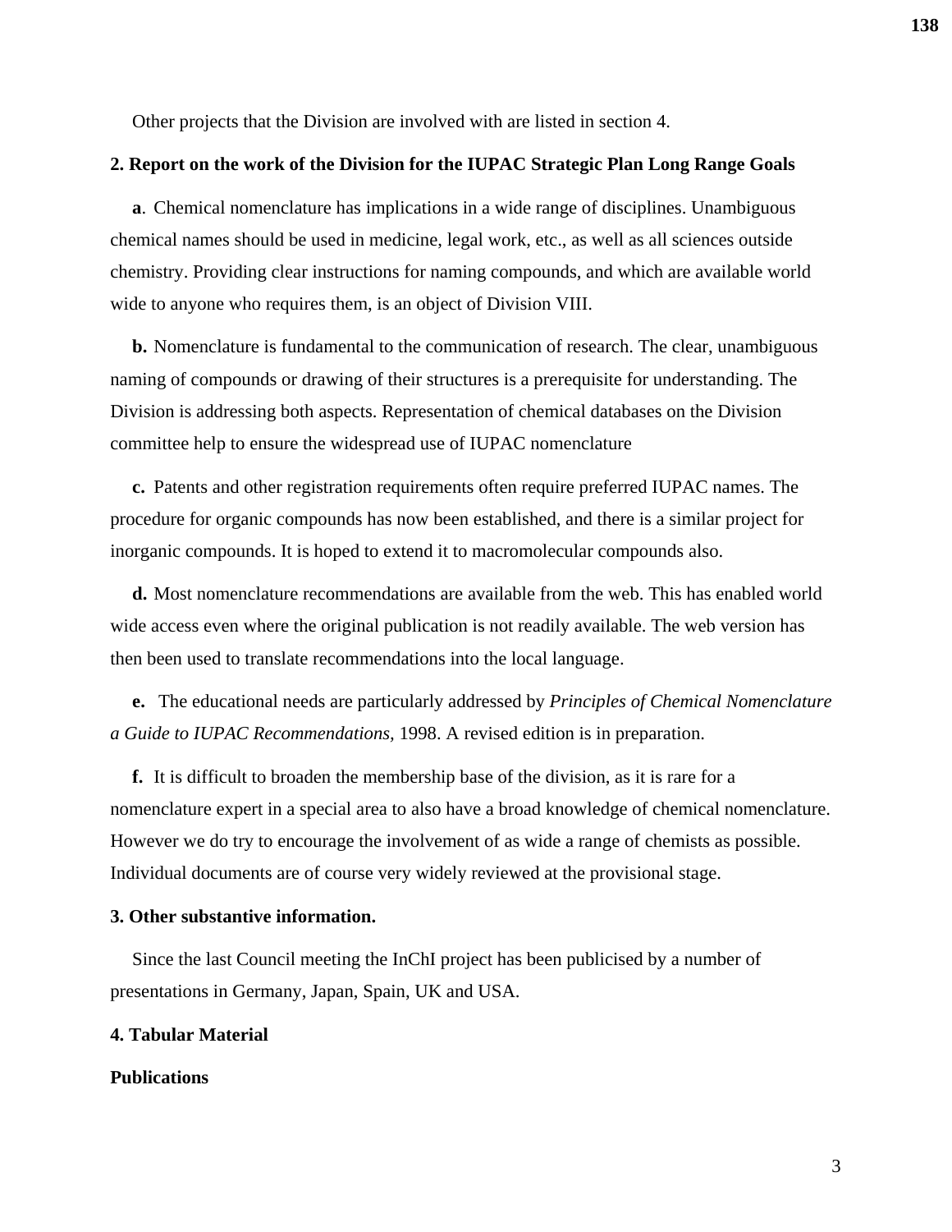Other projects that the Division are involved with are listed in section 4.

## 2. Report on the work of the Division for the IUPAC Strategic Plan Long Range Goals

**a**. Chemical nomenclature has implications in a wide range of disciplines. Unambiguous chemical names should be used in medicine, legal work, etc., as well as all sciences outside chemistry. Providing clear instructions for naming compounds, and which are available world wide to anyone who requires them, is an object of Division VIII.

**b.** Nomenclature is fundamental to the communication of research. The clear, unambiguous naming of compounds or drawing of their structures is a prerequisite for understanding. The Division is addressing both aspects. Representation of chemical databases on the Division committee help to ensure the widespread use of IUPAC nomenclature

**c.** Patents and other registration requirements often require preferred IUPAC names. The procedure for organic compounds has now been established, and there is a similar project for inorganic compounds. It is hoped to extend it to macromolecular compounds also.

**d.** Most nomenclature recommendations are available from the web. This has enabled world wide access even where the original publication is not readily available. The web version has then been used to translate recommendations into the local language.

**e.** The educational needs are particularly addressed by *Principles of Chemical Nomenclature a Guide to IUPAC Recommendations,* 1998. A revised edition is in preparation.

**f.** It is difficult to broaden the membership base of the division, as it is rare for a nomenclature expert in a special area to also have a broad knowledge of chemical nomenclature. However we do try to encourage the involvement of as wide a range of chemists as possible. Individual documents are of course very widely reviewed at the provisional stage.

## 3. Other substantive information.

Since the last Council meeting the InChI project has been publicised by a number of presentations in Germany, Japan, Spain, UK and USA.

## 4. Tabular Material

**Publications**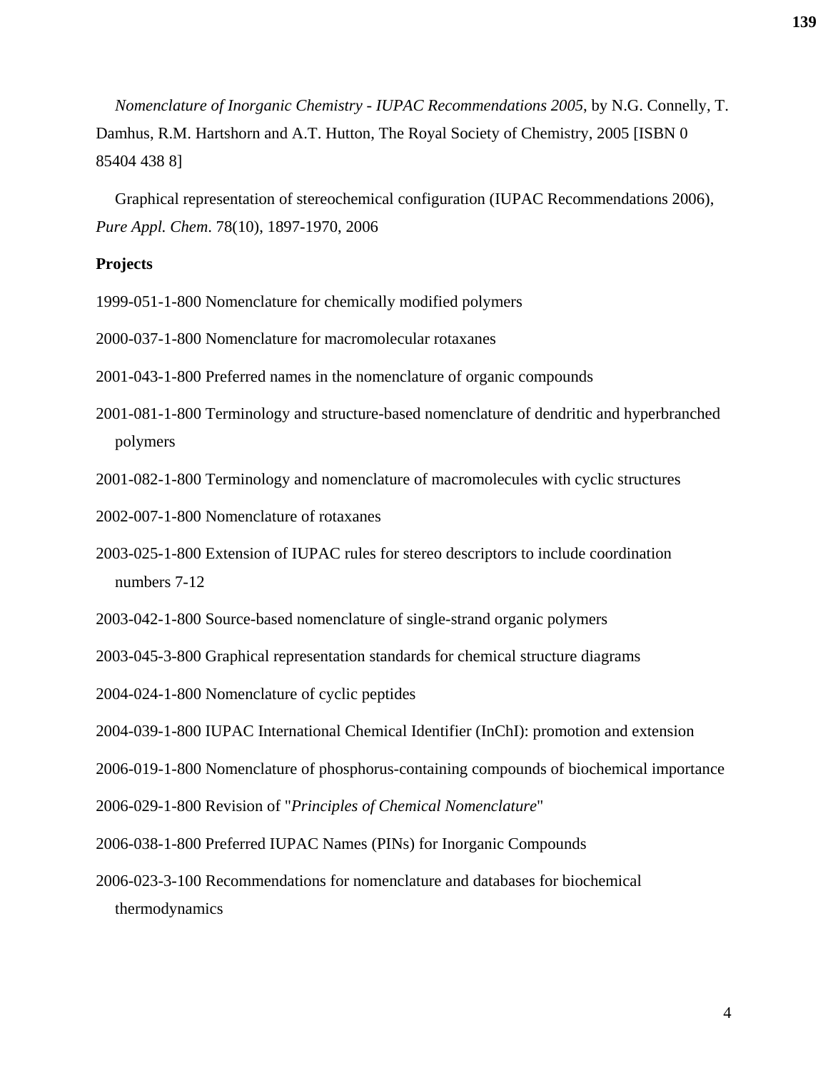*Nomenclature of Inorganic Chemistry - IUPAC Recommendations 2005*, by N.G. Connelly, T. Damhus, R.M. Hartshorn and A.T. Hutton, The Royal Society of Chemistry, 2005 [ISBN 0 85404 438 8]

Graphical representation of stereochemical configuration (IUPAC Recommendations 2006), *Pure Appl. Chem*. 78(10), 1897-1970, 2006

**Projects**

1999-051-1-800 Nomenclature for chemically modified polymers

2000-037-1-800 Nomenclature for macromolecular rotaxanes

2001-043-1-800 Preferred names in the nomenclature of organic compounds

2001-081-1-800 Terminology and structure-based nomenclature of dendritic and hyperbranched polymers

2001-082-1-800 Terminology and nomenclature of macromolecules with cyclic structures

2002-007-1-800 Nomenclature of rotaxanes

2003-025-1-800 Extension of IUPAC rules for stereo descriptors to include coordination numbers 7-12

2003-042-1-800 Source-based nomenclature of single-strand organic polymers

2003-045-3-800 Graphical representation standards for chemical structure diagrams

2004-024-1-800 Nomenclature of cyclic peptides

2004-039-1-800 IUPAC International Chemical Identifier (InChI): promotion and extension

2006-019-1-800 Nomenclature of phosphorus-containing compounds of biochemical importance

2006-029-1-800 Revision of "*Principles of Chemical Nomenclature*"

2006-038-1-800 Preferred IUPAC Names (PINs) for Inorganic Compounds

2006-023-3-100 Recommendations for nomenclature and databases for biochemical thermodynamics